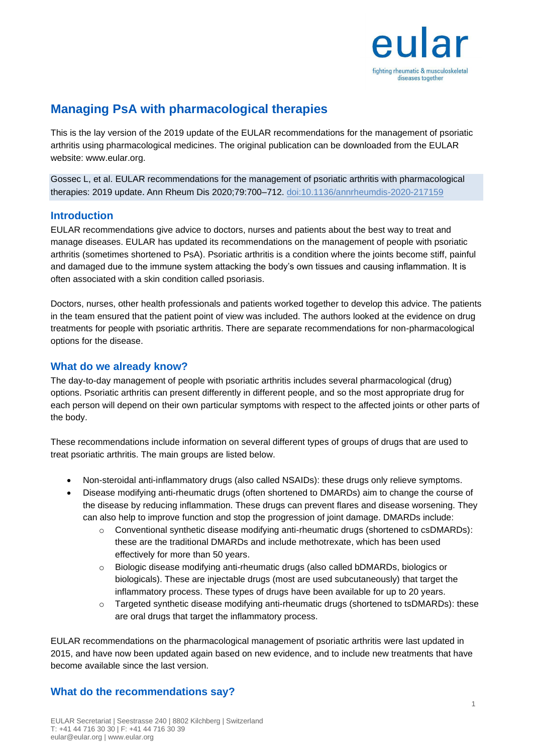# Managing PsA with pharmacological therapies

This is the lay version of the 2019 update of the EULAR recommendations for the management of psoriatic arthritis using pharmacological medicines. The original publication can be downloaded from the EULAR website: www.eular.org.

Gossec L, et al. EULAR recommendations for the management of psoriatic arthritis with pharmacological therapies: 2019 update. Ann Rheum Dis 2020;79:700–712. doi:10.1136/annrheumdis-2020-217159

## Introduction

EULAR recommendations give advice to doctors, nurses and patients about the best way to treat and manage diseases. EULAR has updated its recommendations on the management of people with psoriatic arthritis (sometimes shortened to PsA). Psoriatic arthritis is a condition where the joints become stiff, painful and damaged due to the immune system attacking the body's own tissues and causing inflammation. It is often associated with a skin condition called psoriasis.

Doctors, nurses, other health professionals and patients worked together to develop this advice. The patients in the team ensured that the patient point of view was included. The authors looked at the evidence on drug treatments for people with psoriatic arthritis. There are separate recommendations for non-pharmacological options for the disease.

## What do we already know?

The day-to-day management of people with psoriatic arthritis includes several pharmacological (drug) options. Psoriatic arthritis can present differently in different people, and so the most appropriate drug for each person will depend on their own particular symptoms with respect to the affected joints or other parts of the body.

These recommendations include information on several different types of groups of drugs that are used to treat psoriatic arthritis. The main groups are listed below.

- Non-steroidal anti-inflammatory drugs (also called NSAIDs): these drugs only relieve symptoms.
- Disease modifying anti-rheumatic drugs (often shortened to DMARDs) aim to change the course of the disease by reducing inflammation. These drugs can prevent flares and disease worsening. They can also help to improve function and stop the progression of joint damage. DMARDs include:
    - Conventional synthetic disease modifying anti-rheumatic drugs (shortened to csDMARDs): these are the traditional DMARDs and include methotrexate, which has been used effectively for more than 50 years.
    - Biologic disease modifying anti-rheumatic drugs (also called bDMARDs, biologics or biologicals). These are injectable drugs (most are used subcutaneously) that target the inflammatory process. These types of drugs have been available for up to 20 years.
    - Targeted synthetic disease modifying anti-rheumatic drugs (shortened to tsDMARDs): these are oral drugs that target the inflammatory process.

EULAR recommendations on the pharmacological management of psoriatic arthritis were last updated in 2015, and have now been updated again based on new evidence, and to include new treatments that have become available since the last version.

## What do the recommendations say?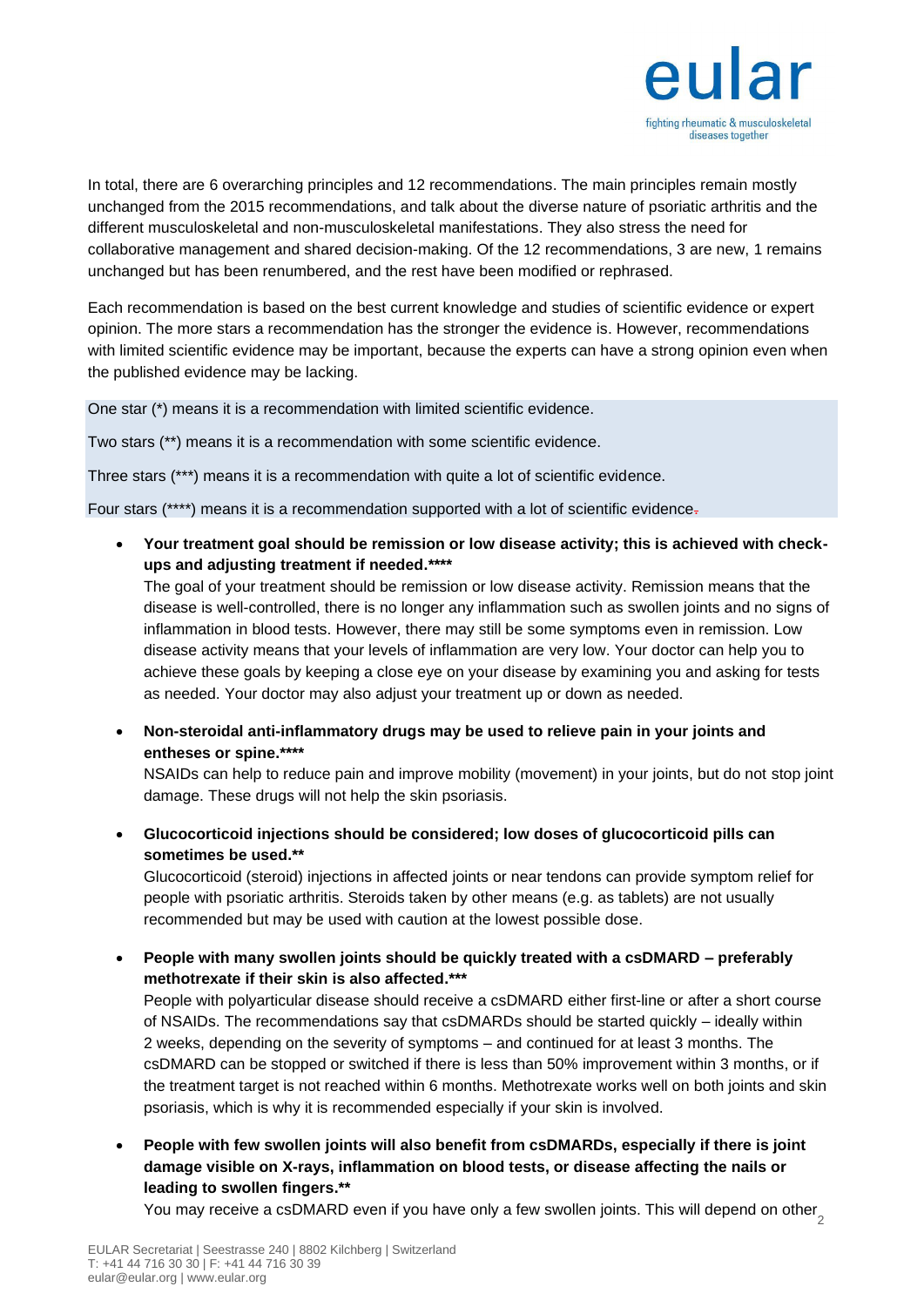In total, there are 6 overarching principles and 12 recommendations. The main principles remain mostly unchanged from the 2015 recommendations, and talk about the diverse nature of psoriatic arthritis and the different musculoskeletal and non-musculoskeletal manifestations. They also stress the need for collaborative management and shared decision-making. Of the 12 recommendations, 3 are new, 1 remains unchanged but has been renumbered, and the rest have been modified or rephrased.

Each recommendation is based on the best current knowledge and studies of scientific evidence or expert opinion. The more stars a recommendation has the stronger the evidence is. However, recommendations with limited scientific evidence may be important, because the experts can have a strong opinion even when the published evidence may be lacking.

One star (*) means it is a recommendation with limited scientific evidence.

Two stars (**) means it is a recommendation with some scientific evidence.

Three stars (***) means it is a recommendation with quite a lot of scientific evidence.

Four stars (****) means it is a recommendation supported with a lot of scientific evidence.

- **Your treatment goal should be remission or low disease activity; this is achieved with check-ups and adjusting treatment if needed.****
  The goal of your treatment should be remission or low disease activity. Remission means that the disease is well-controlled, there is no longer any inflammation such as swollen joints and no signs of inflammation in blood tests. However, there may still be some symptoms even in remission. Low disease activity means that your levels of inflammation are very low. Your doctor can help you to achieve these goals by keeping a close eye on your disease by examining you and asking for tests as needed. Your doctor may also adjust your treatment up or down as needed.

- **Non-steroidal anti-inflammatory drugs may be used to relieve pain in your joints and entheses or spine.****
  NSAIDs can help to reduce pain and improve mobility (movement) in your joints, but do not stop joint damage. These drugs will not help the skin psoriasis.

- **Glucocorticoid injections should be considered; low doses of glucocorticoid pills can sometimes be used.**
  Glucocorticoid (steroid) injections in affected joints or near tendons can provide symptom relief for people with psoriatic arthritis. Steroids taken by other means (e.g. as tablets) are not usually recommended but may be used with caution at the lowest possible dose.

- **People with many swollen joints should be quickly treated with a csDMARD – preferably methotrexate if their skin is also affected.***
  People with polyarticular disease should receive a csDMARD either first-line or after a short course of NSAIDs. The recommendations say that csDMARDs should be started quickly – ideally within 2 weeks, depending on the severity of symptoms – and continued for at least 3 months. The csDMARD can be stopped or switched if there is less than 50% improvement within 3 months, or if the treatment target is not reached within 6 months. Methotrexate works well on both joints and skin psoriasis, which is why it is recommended especially if your skin is involved.

- **People with few swollen joints will also benefit from csDMARDs, especially if there is joint damage visible on X-rays, inflammation on blood tests, or disease affecting the nails or leading to swollen fingers.**
  You may receive a csDMARD even if you have only a few swollen joints. This will depend on other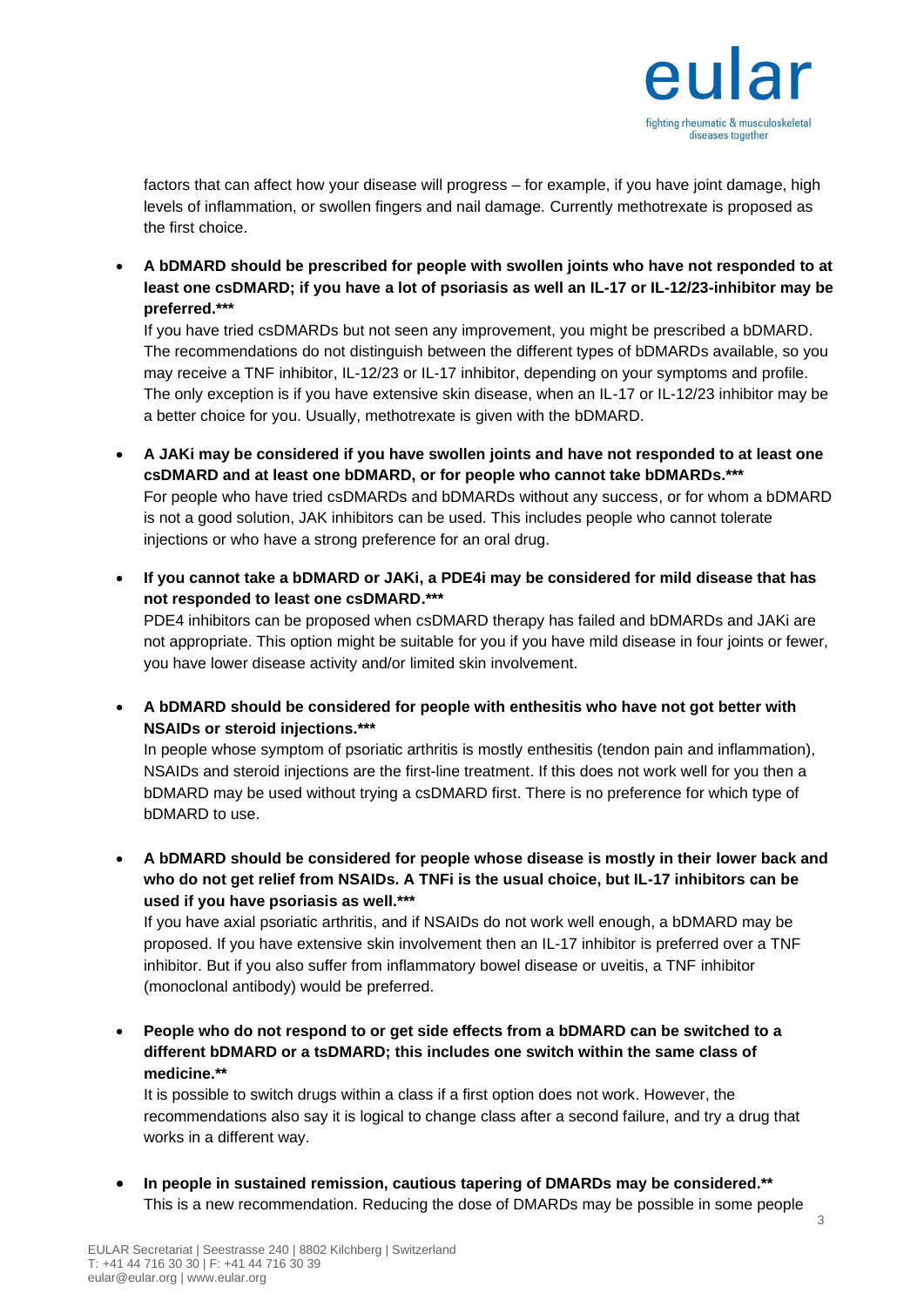factors that can affect how your disease will progress – for example, if you have joint damage, high levels of inflammation, or swollen fingers and nail damage. Currently methotrexate is proposed as the first choice.

- **A bDMARD should be prescribed for people with swollen joints who have not responded to at least one csDMARD; if you have a lot of psoriasis as well an IL-17 or IL-12/23-inhibitor may be preferred.*****
  If you have tried csDMARDs but not seen any improvement, you might be prescribed a bDMARD. The recommendations do not distinguish between the different types of bDMARDs available, so you may receive a TNF inhibitor, IL-12/23 or IL-17 inhibitor, depending on your symptoms and profile. The only exception is if you have extensive skin disease, when an IL-17 or IL-12/23 inhibitor may be a better choice for you. Usually, methotrexate is given with the bDMARD.

- **A JAKi may be considered if you have swollen joints and have not responded to at least one csDMARD and at least one bDMARD, or for people who cannot take bDMARDs.*****
  For people who have tried csDMARDs and bDMARDs without any success, or for whom a bDMARD is not a good solution, JAK inhibitors can be used. This includes people who cannot tolerate injections or who have a strong preference for an oral drug.

- **If you cannot take a bDMARD or JAKi, a PDE4i may be considered for mild disease that has not responded to least one csDMARD.*****
  PDE4 inhibitors can be proposed when csDMARD therapy has failed and bDMARDs and JAKi are not appropriate. This option might be suitable for you if you have mild disease in four joints or fewer, you have lower disease activity and/or limited skin involvement.

- **A bDMARD should be considered for people with enthesitis who have not got better with NSAIDs or steroid injections.*****
  In people whose symptom of psoriatic arthritis is mostly enthesitis (tendon pain and inflammation), NSAIDs and steroid injections are the first-line treatment. If this does not work well for you then a bDMARD may be used without trying a csDMARD first. There is no preference for which type of bDMARD to use.

- **A bDMARD should be considered for people whose disease is mostly in their lower back and who do not get relief from NSAIDs. A TNFi is the usual choice, but IL-17 inhibitors can be used if you have psoriasis as well.*****
  If you have axial psoriatic arthritis, and if NSAIDs do not work well enough, a bDMARD may be proposed. If you have extensive skin involvement then an IL-17 inhibitor is preferred over a TNF inhibitor. But if you also suffer from inflammatory bowel disease or uveitis, a TNF inhibitor (monoclonal antibody) would be preferred.

- **People who do not respond to or get side effects from a bDMARD can be switched to a different bDMARD or a tsDMARD; this includes one switch within the same class of medicine.****
  It is possible to switch drugs within a class if a first option does not work. However, the recommendations also say it is logical to change class after a second failure, and try a drug that works in a different way.

- **In people in sustained remission, cautious tapering of DMARDs may be considered.****
  This is a new recommendation. Reducing the dose of DMARDs may be possible in some people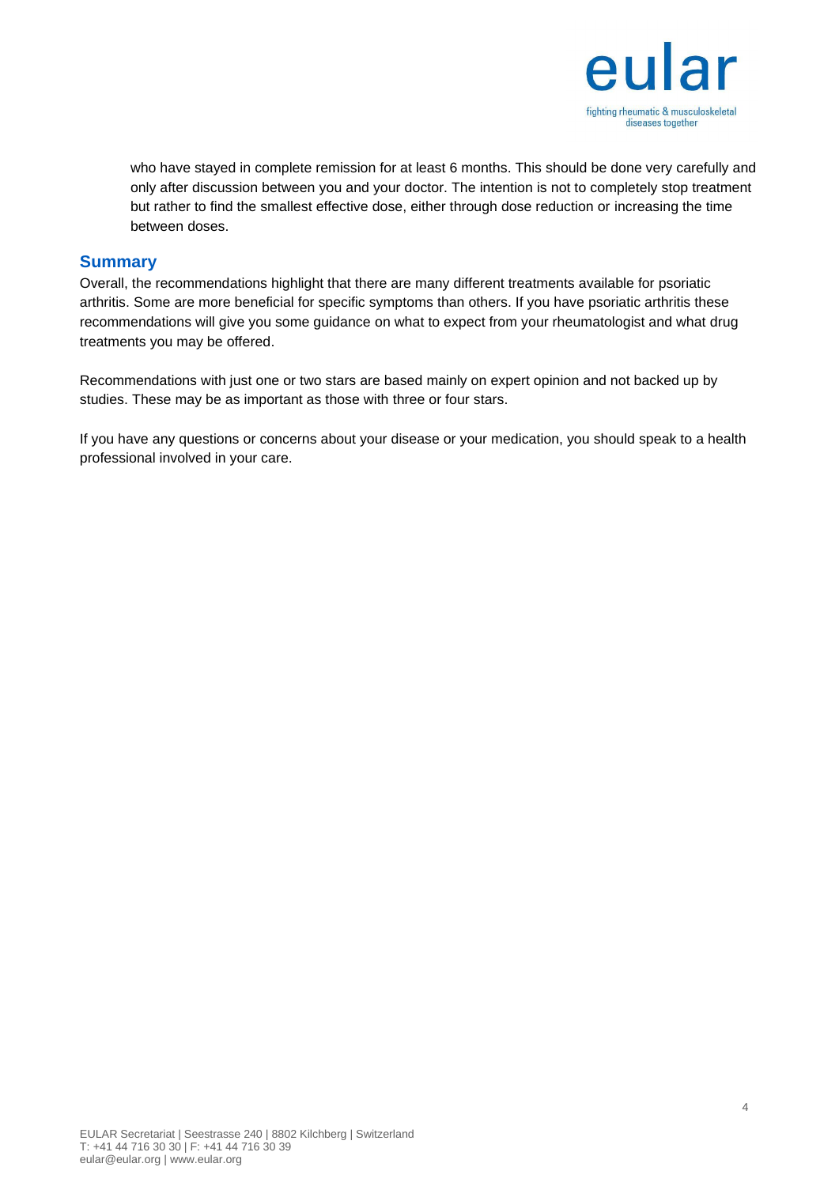who have stayed in complete remission for at least 6 months. This should be done very carefully and only after discussion between you and your doctor. The intention is not to completely stop treatment but rather to find the smallest effective dose, either through dose reduction or increasing the time between doses.

## Summary

Overall, the recommendations highlight that there are many different treatments available for psoriatic arthritis. Some are more beneficial for specific symptoms than others. If you have psoriatic arthritis these recommendations will give you some guidance on what to expect from your rheumatologist and what drug treatments you may be offered.

Recommendations with just one or two stars are based mainly on expert opinion and not backed up by studies. These may be as important as those with three or four stars.

If you have any questions or concerns about your disease or your medication, you should speak to a health professional involved in your care.